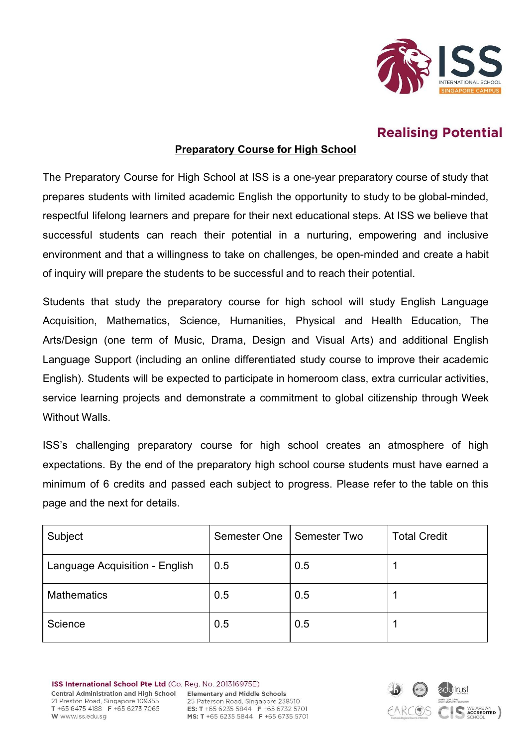**Realising Potential**

## Preparatory Course for High School

The Preparatory Course for High School at ISS is a one-year preparatory course of study that prepares students with limited academic English the opportunity to study to be global-minded, respectful lifelong learners and prepare for their next educational steps. At ISS we believe that successful students can reach their potential in a nurturing, empowering and inclusive environment and that a willingness to take on challenges, be open-minded and create a habit of inquiry will prepare the students to be successful and to reach their potential.

Students that study the preparatory course for high school will study English Language Acquisition, Mathematics, Science, Humanities, Physical and Health Education, The Arts/Design (one term of Music, Drama, Design and Visual Arts) and additional English Language Support (including an online differentiated study course to improve their academic English). Students will be expected to participate in homeroom class, extra curricular activities, service learning projects and demonstrate a commitment to global citizenship through Week Without Walls.

ISS's challenging preparatory course for high school creates an atmosphere of high expectations. By the end of the preparatory high school course students must have earned a minimum of 6 credits and passed each subject to progress. Please refer to the table on this page and the next for details.

| Subject | Semester One | Semester Two | Total Credit |
|---|---|---|---|
| Language Acquisition - English | 0.5 | 0.5 | 1 |
| Mathematics | 0.5 | 0.5 | 1 |
| Science | 0.5 | 0.5 | 1 |

**ISS International School Pte Ltd** (Co. Reg. No. 201316975E)

**Central Administration and High School**
21 Preston Road, Singapore 109355
T +65 6475 4188 F +65 6273 7065
W www.iss.edu.sg

**Elementary and Middle Schools**
25 Paterson Road, Singapore 238510
ES: T +65 6235 5844 F +65 6732 5701
MS: T +65 6235 5844 F +65 6735 5701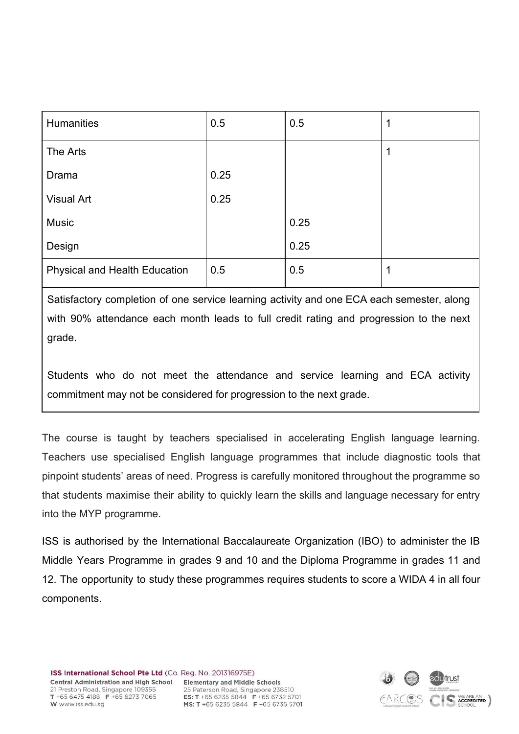| | | | |
|---|---|---|---|
| Humanities | 0.5 | 0.5 | 1 |
| The Arts<br>Drama<br>Visual Art<br>Music<br>Design | <br>0.25<br>0.25 | <br><br><br>0.25<br>0.25 | 1 |
| Physical and Health Education | 0.5 | 0.5 | 1 |
| Satisfactory completion of one service learning activity and one ECA each semester, along with 90% attendance each month leads to full credit rating and progression to the next grade.<br><br>Students who do not meet the attendance and service learning and ECA activity commitment may not be considered for progression to the next grade. | | | |

The course is taught by teachers specialised in accelerating English language learning. Teachers use specialised English language programmes that include diagnostic tools that pinpoint students' areas of need. Progress is carefully monitored throughout the programme so that students maximise their ability to quickly learn the skills and language necessary for entry into the MYP programme.

ISS is authorised by the International Baccalaureate Organization (IBO) to administer the IB Middle Years Programme in grades 9 and 10 and the Diploma Programme in grades 11 and 12. The opportunity to study these programmes requires students to score a WIDA 4 in all four components.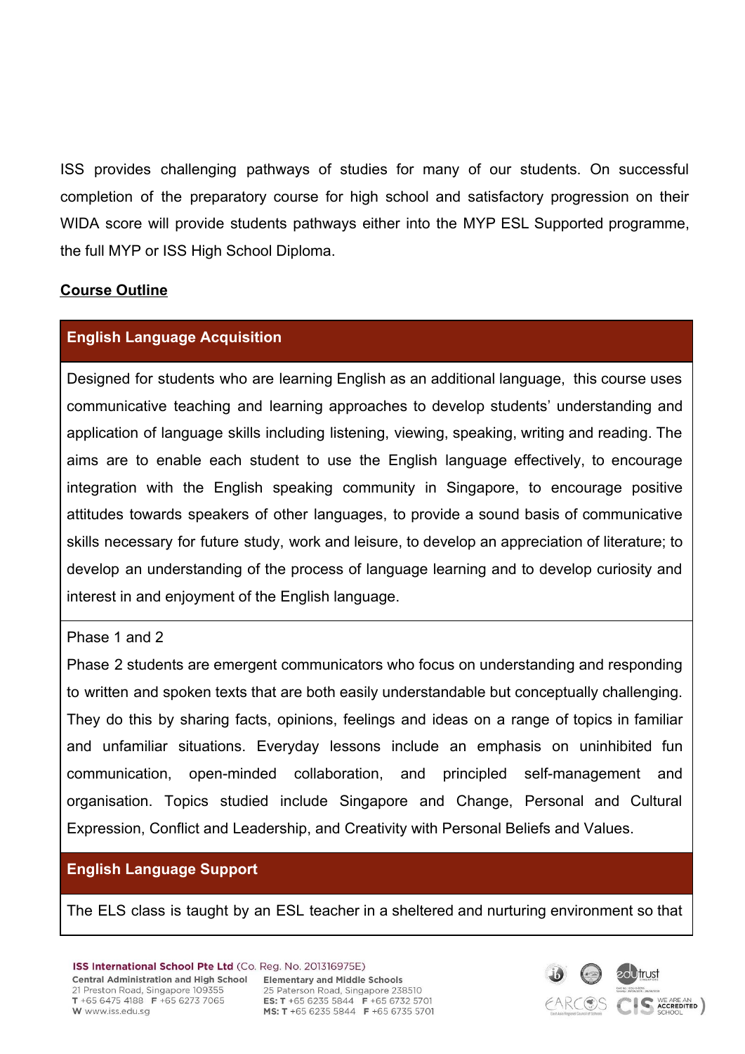ISS provides challenging pathways of studies for many of our students. On successful completion of the preparatory course for high school and satisfactory progression on their WIDA score will provide students pathways either into the MYP ESL Supported programme, the full MYP or ISS High School Diploma.

**Course Outline**

| English Language Acquisition |
|---|
| Designed for students who are learning English as an additional language, this course uses communicative teaching and learning approaches to develop students' understanding and application of language skills including listening, viewing, speaking, writing and reading. The aims are to enable each student to use the English language effectively, to encourage integration with the English speaking community in Singapore, to encourage positive attitudes towards speakers of other languages, to provide a sound basis of communicative skills necessary for future study, work and leisure, to develop an appreciation of literature; to develop an understanding of the process of language learning and to develop curiosity and interest in and enjoyment of the English language. |
| Phase 1 and 2<br>Phase 2 students are emergent communicators who focus on understanding and responding to written and spoken texts that are both easily understandable but conceptually challenging. They do this by sharing facts, opinions, feelings and ideas on a range of topics in familiar and unfamiliar situations. Everyday lessons include an emphasis on uninhibited fun communication, open-minded collaboration, and principled self-management and organisation. Topics studied include Singapore and Change, Personal and Cultural Expression, Conflict and Leadership, and Creativity with Personal Beliefs and Values. |

| English Language Support |
|---|
| The ELS class is taught by an ESL teacher in a sheltered and nurturing environment so that |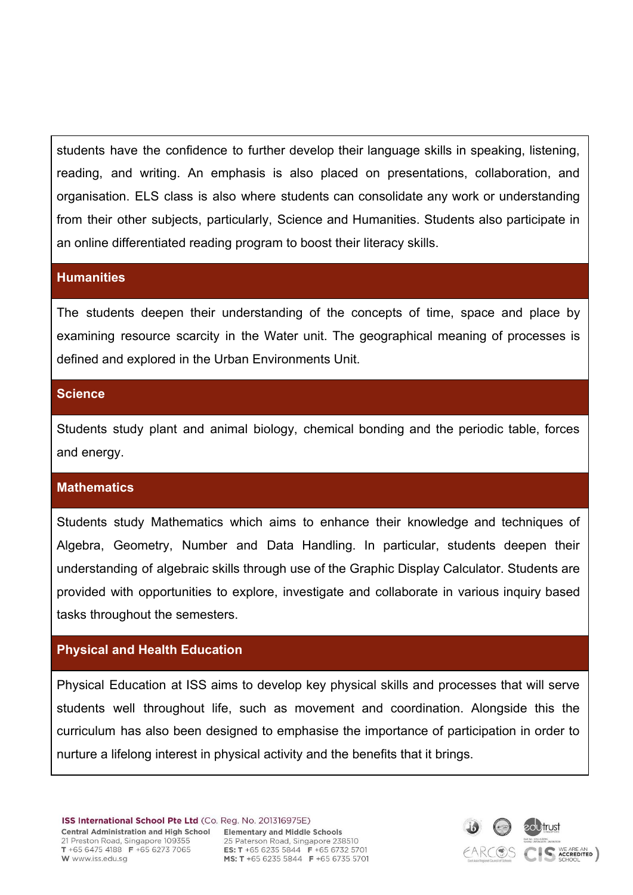students have the confidence to further develop their language skills in speaking, listening, reading, and writing. An emphasis is also placed on presentations, collaboration, and organisation. ELS class is also where students can consolidate any work or understanding from their other subjects, particularly, Science and Humanities. Students also participate in an online differentiated reading program to boost their literacy skills.

## Humanities

The students deepen their understanding of the concepts of time, space and place by examining resource scarcity in the Water unit. The geographical meaning of processes is defined and explored in the Urban Environments Unit.

## Science

Students study plant and animal biology, chemical bonding and the periodic table, forces and energy.

## Mathematics

Students study Mathematics which aims to enhance their knowledge and techniques of Algebra, Geometry, Number and Data Handling. In particular, students deepen their understanding of algebraic skills through use of the Graphic Display Calculator. Students are provided with opportunities to explore, investigate and collaborate in various inquiry based tasks throughout the semesters.

## Physical and Health Education

Physical Education at ISS aims to develop key physical skills and processes that will serve students well throughout life, such as movement and coordination. Alongside this the curriculum has also been designed to emphasise the importance of participation in order to nurture a lifelong interest in physical activity and the benefits that it brings.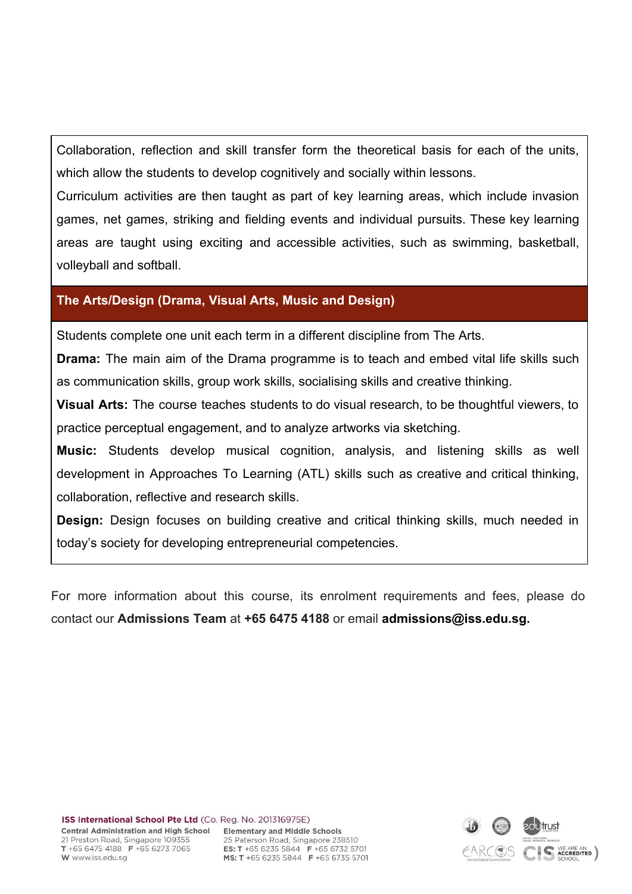Collaboration, reflection and skill transfer form the theoretical basis for each of the units, which allow the students to develop cognitively and socially within lessons.

Curriculum activities are then taught as part of key learning areas, which include invasion games, net games, striking and fielding events and individual pursuits. These key learning areas are taught using exciting and accessible activities, such as swimming, basketball, volleyball and softball.

## The Arts/Design (Drama, Visual Arts, Music and Design)

Students complete one unit each term in a different discipline from The Arts.

**Drama:** The main aim of the Drama programme is to teach and embed vital life skills such as communication skills, group work skills, socialising skills and creative thinking.

**Visual Arts:** The course teaches students to do visual research, to be thoughtful viewers, to practice perceptual engagement, and to analyze artworks via sketching.

**Music:** Students develop musical cognition, analysis, and listening skills as well development in Approaches To Learning (ATL) skills such as creative and critical thinking, collaboration, reflective and research skills.

**Design:** Design focuses on building creative and critical thinking skills, much needed in today's society for developing entrepreneurial competencies.

For more information about this course, its enrolment requirements and fees, please do contact our **Admissions Team** at **+65 6475 4188** or email **admissions@iss.edu.sg.**

**ISS International School Pte Ltd** (Co. Reg. No. 201316975E)

**Central Administration and High School**
21 Preston Road, Singapore 109355
**T** +65 6475 4188 **F** +65 6273 7065
**W** www.iss.edu.sg

**Elementary and Middle Schools**
25 Paterson Road, Singapore 238510
**ES: T** +65 6235 5844 **F** +65 6732 5701
**MS: T** +65 6235 5844 **F** +65 6735 5701